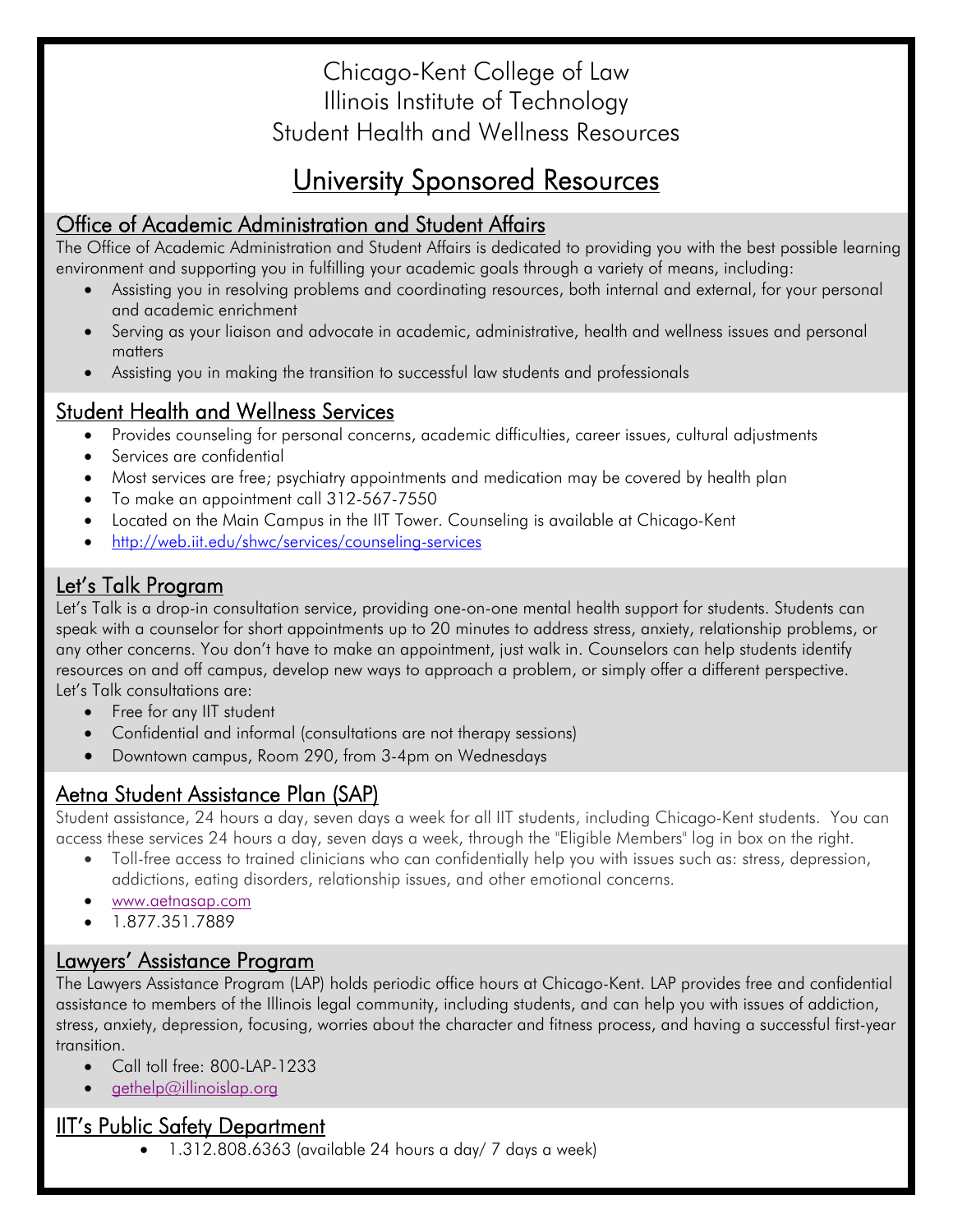# Chicago-Kent College of Law
# Illinois Institute of Technology
# Student Health and Wellness Resources

## University Sponsored Resources

### Office of Academic Administration and Student Affairs

The Office of Academic Administration and Student Affairs is dedicated to providing you with the best possible learning environment and supporting you in fulfilling your academic goals through a variety of means, including:

- Assisting you in resolving problems and coordinating resources, both internal and external, for your personal and academic enrichment
- Serving as your liaison and advocate in academic, administrative, health and wellness issues and personal matters
- Assisting you in making the transition to successful law students and professionals

### Student Health and Wellness Services

- Provides counseling for personal concerns, academic difficulties, career issues, cultural adjustments
- Services are confidential
- Most services are free; psychiatry appointments and medication may be covered by health plan
- To make an appointment call 312-567-7550
- Located on the Main Campus in the IIT Tower. Counseling is available at Chicago-Kent
- http://web.iit.edu/shwc/services/counseling-services

### Let's Talk Program

Let's Talk is a drop-in consultation service, providing one-on-one mental health support for students. Students can speak with a counselor for short appointments up to 20 minutes to address stress, anxiety, relationship problems, or any other concerns. You don't have to make an appointment, just walk in. Counselors can help students identify resources on and off campus, develop new ways to approach a problem, or simply offer a different perspective.
Let's Talk consultations are:

- Free for any IIT student
- Confidential and informal (consultations are not therapy sessions)
- Downtown campus, Room 290, from 3-4pm on Wednesdays

### Aetna Student Assistance Plan (SAP)

Student assistance, 24 hours a day, seven days a week for all IIT students, including Chicago-Kent students. You can access these services 24 hours a day, seven days a week, through the "Eligible Members" log in box on the right.

- Toll-free access to trained clinicians who can confidentially help you with issues such as: stress, depression, addictions, eating disorders, relationship issues, and other emotional concerns.
- www.aetnasap.com
- 1.877.351.7889

### Lawyers' Assistance Program

The Lawyers Assistance Program (LAP) holds periodic office hours at Chicago-Kent. LAP provides free and confidential assistance to members of the Illinois legal community, including students, and can help you with issues of addiction, stress, anxiety, depression, focusing, worries about the character and fitness process, and having a successful first-year transition.

- Call toll free: 800-LAP-1233
- gethelp@illinoislap.org

### IIT's Public Safety Department

- 1.312.808.6363 (available 24 hours a day/ 7 days a week)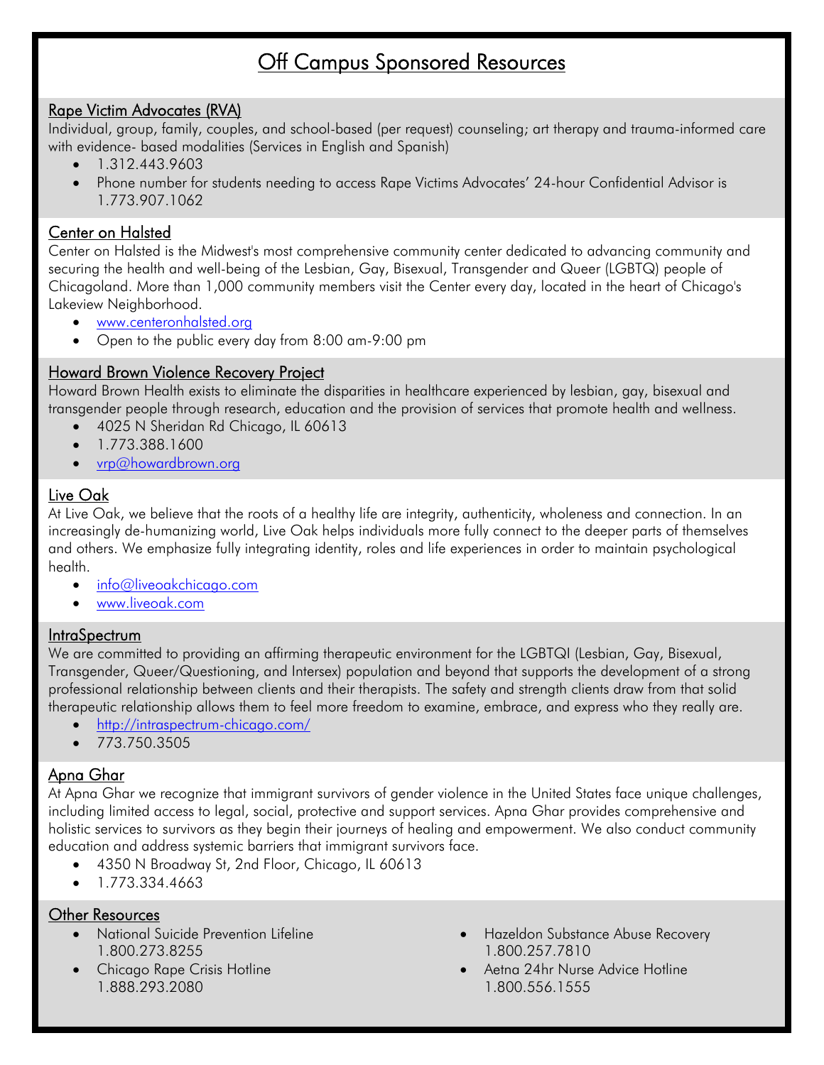# Off Campus Sponsored Resources

## Rape Victim Advocates (RVA)

Individual, group, family, couples, and school-based (per request) counseling; art therapy and trauma-informed care with evidence- based modalities (Services in English and Spanish)

- 1.312.443.9603
- Phone number for students needing to access Rape Victims Advocates' 24-hour Confidential Advisor is 1.773.907.1062

## Center on Halsted

Center on Halsted is the Midwest's most comprehensive community center dedicated to advancing community and securing the health and well-being of the Lesbian, Gay, Bisexual, Transgender and Queer (LGBTQ) people of Chicagoland. More than 1,000 community members visit the Center every day, located in the heart of Chicago's Lakeview Neighborhood.

- www.centeronhalsted.org
- Open to the public every day from 8:00 am-9:00 pm

## Howard Brown Violence Recovery Project

Howard Brown Health exists to eliminate the disparities in healthcare experienced by lesbian, gay, bisexual and transgender people through research, education and the provision of services that promote health and wellness.

- 4025 N Sheridan Rd Chicago, IL 60613
- 1.773.388.1600
- vrp@howardbrown.org

## Live Oak

At Live Oak, we believe that the roots of a healthy life are integrity, authenticity, wholeness and connection. In an increasingly de-humanizing world, Live Oak helps individuals more fully connect to the deeper parts of themselves and others. We emphasize fully integrating identity, roles and life experiences in order to maintain psychological health.

- info@liveoakchicago.com
- www.liveoak.com

## IntraSpectrum

We are committed to providing an affirming therapeutic environment for the LGBTQI (Lesbian, Gay, Bisexual, Transgender, Queer/Questioning, and Intersex) population and beyond that supports the development of a strong professional relationship between clients and their therapists. The safety and strength clients draw from that solid therapeutic relationship allows them to feel more freedom to examine, embrace, and express who they really are.

- http://intraspectrum-chicago.com/
- 773.750.3505

## Apna Ghar

At Apna Ghar we recognize that immigrant survivors of gender violence in the United States face unique challenges, including limited access to legal, social, protective and support services. Apna Ghar provides comprehensive and holistic services to survivors as they begin their journeys of healing and empowerment. We also conduct community education and address systemic barriers that immigrant survivors face.

- 4350 N Broadway St, 2nd Floor, Chicago, IL 60613
- 1.773.334.4663

## Other Resources

- National Suicide Prevention Lifeline 1.800.273.8255
- Chicago Rape Crisis Hotline 1.888.293.2080
- Hazeldon Substance Abuse Recovery 1.800.257.7810
- Aetna 24hr Nurse Advice Hotline 1.800.556.1555